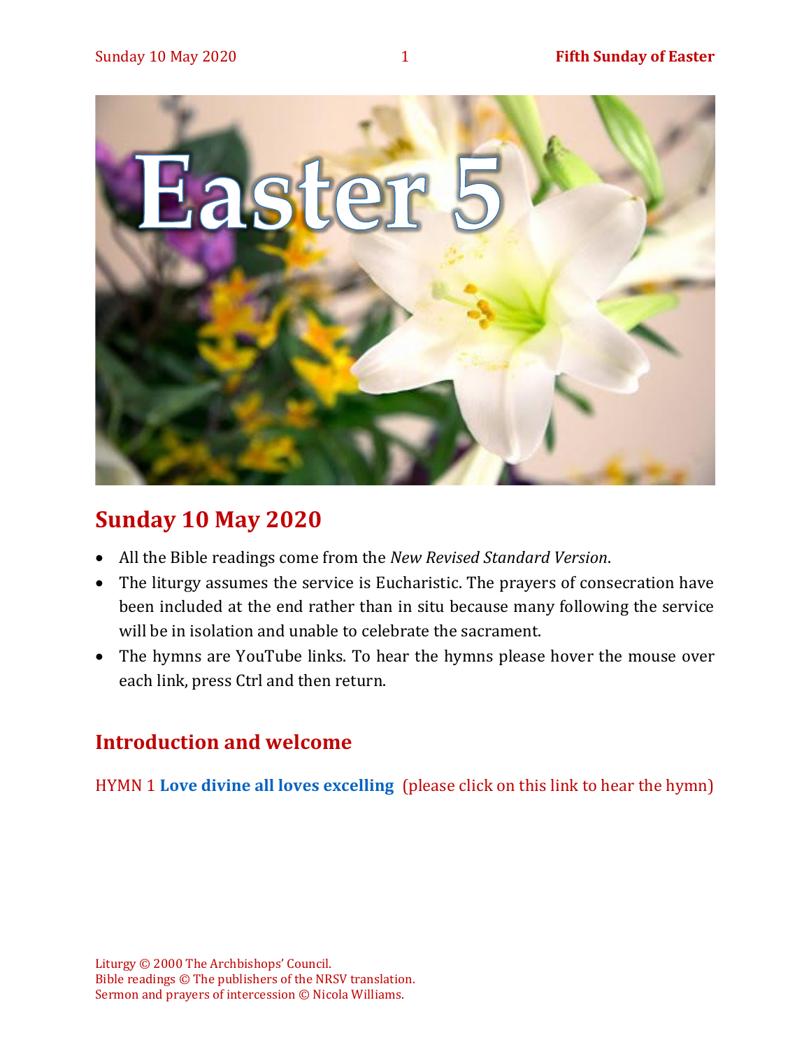# Easter 5

## Sunday 10 May 2020

- All the Bible readings come from the *New Revised Standard Version*.
- The liturgy assumes the service is Eucharistic. The prayers of consecration have been included at the end rather than in situ because many following the service will be in isolation and unable to celebrate the sacrament.
- The hymns are YouTube links. To hear the hymns please hover the mouse over each link, press Ctrl and then return.

## Introduction and welcome

HYMN 1 **Love divine all loves excelling** (please click on this link to hear the hymn)

Liturgy © 2000 The Archbishops' Council.
Bible readings © The publishers of the NRSV translation.
Sermon and prayers of intercession © Nicola Williams.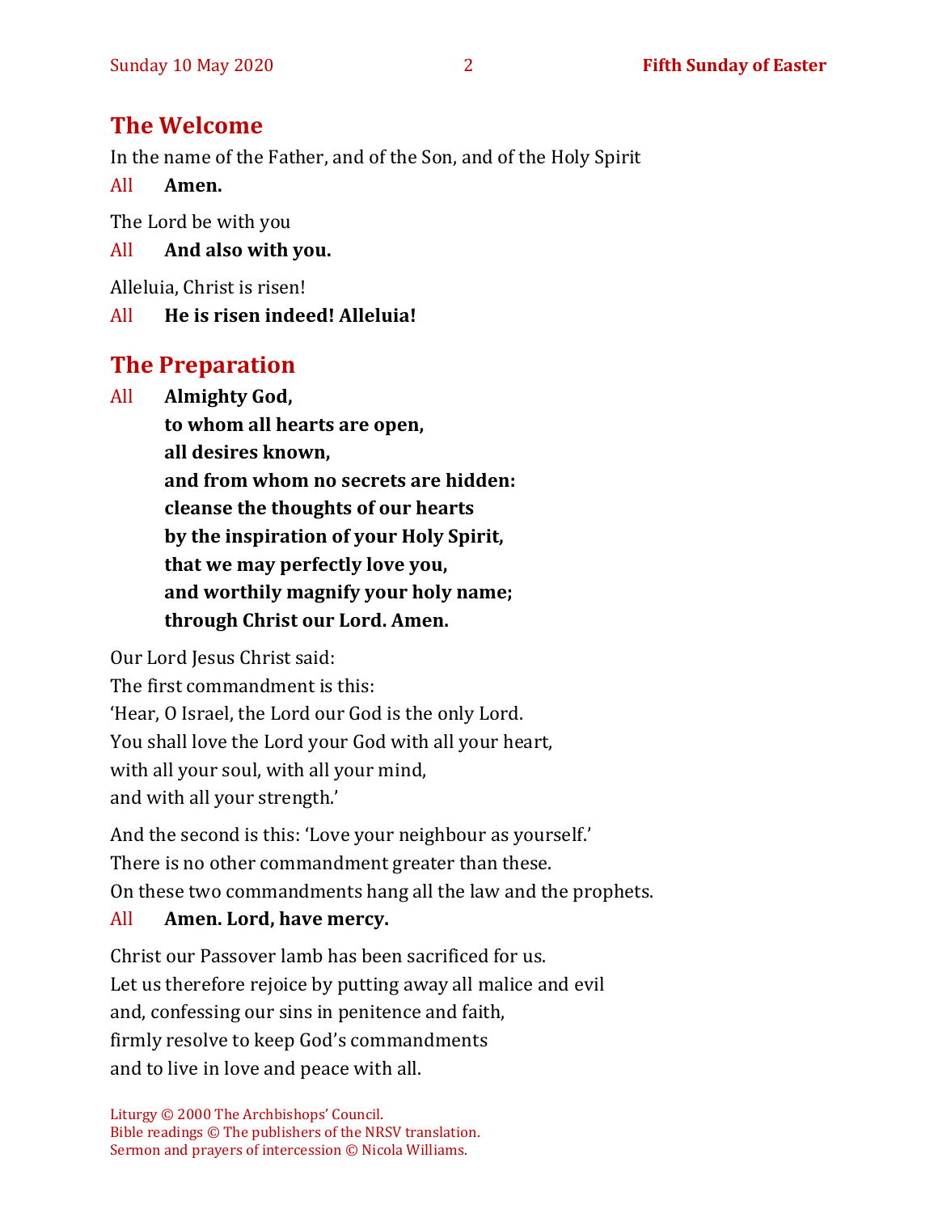## The Welcome

In the name of the Father, and of the Son, and of the Holy Spirit

All **Amen.**

The Lord be with you

All **And also with you.**

Alleluia, Christ is risen!

All **He is risen indeed! Alleluia!**

## The Preparation

All **Almighty God,**
**to whom all hearts are open,**
**all desires known,**
**and from whom no secrets are hidden:**
**cleanse the thoughts of our hearts**
**by the inspiration of your Holy Spirit,**
**that we may perfectly love you,**
**and worthily magnify your holy name;**
**through Christ our Lord. Amen.**

Our Lord Jesus Christ said:
The first commandment is this:
'Hear, O Israel, the Lord our God is the only Lord.
You shall love the Lord your God with all your heart,
with all your soul, with all your mind,
and with all your strength.'

And the second is this: 'Love your neighbour as yourself.'
There is no other commandment greater than these.
On these two commandments hang all the law and the prophets.

All **Amen. Lord, have mercy.**

Christ our Passover lamb has been sacrificed for us.
Let us therefore rejoice by putting away all malice and evil
and, confessing our sins in penitence and faith,
firmly resolve to keep God's commandments
and to live in love and peace with all.

Liturgy © 2000 The Archbishops' Council.
Bible readings © The publishers of the NRSV translation.
Sermon and prayers of intercession © Nicola Williams.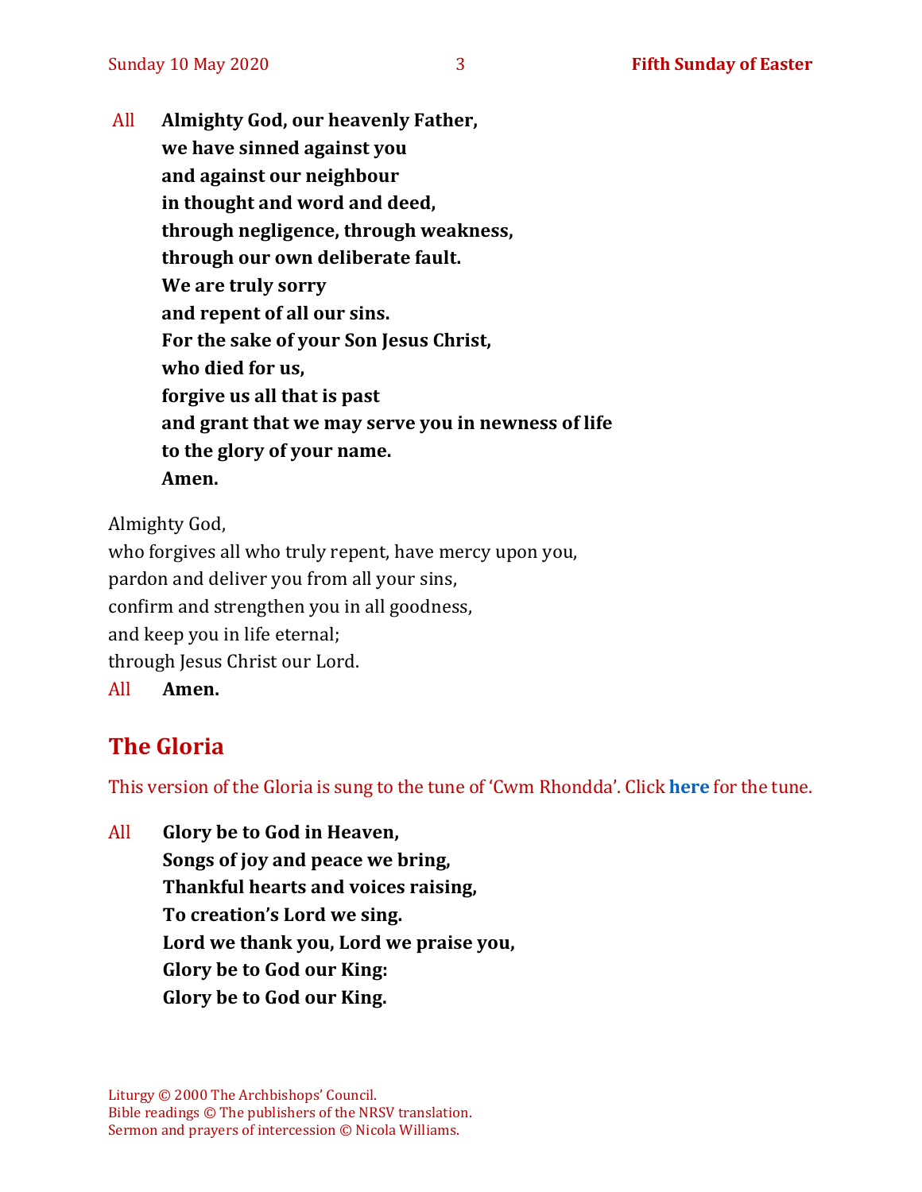All **Almighty God, our heavenly Father,**
**we have sinned against you**
**and against our neighbour**
**in thought and word and deed,**
**through negligence, through weakness,**
**through our own deliberate fault.**
**We are truly sorry**
**and repent of all our sins.**
**For the sake of your Son Jesus Christ,**
**who died for us,**
**forgive us all that is past**
**and grant that we may serve you in newness of life**
**to the glory of your name.**
**Amen.**

Almighty God,
who forgives all who truly repent, have mercy upon you,
pardon and deliver you from all your sins,
confirm and strengthen you in all goodness,
and keep you in life eternal;
through Jesus Christ our Lord.
All **Amen.**

## The Gloria

This version of the Gloria is sung to the tune of 'Cwm Rhondda'. Click **here** for the tune.

All **Glory be to God in Heaven,**
**Songs of joy and peace we bring,**
**Thankful hearts and voices raising,**
**To creation's Lord we sing.**
**Lord we thank you, Lord we praise you,**
**Glory be to God our King:**
**Glory be to God our King.**

Liturgy © 2000 The Archbishops' Council.
Bible readings © The publishers of the NRSV translation.
Sermon and prayers of intercession © Nicola Williams.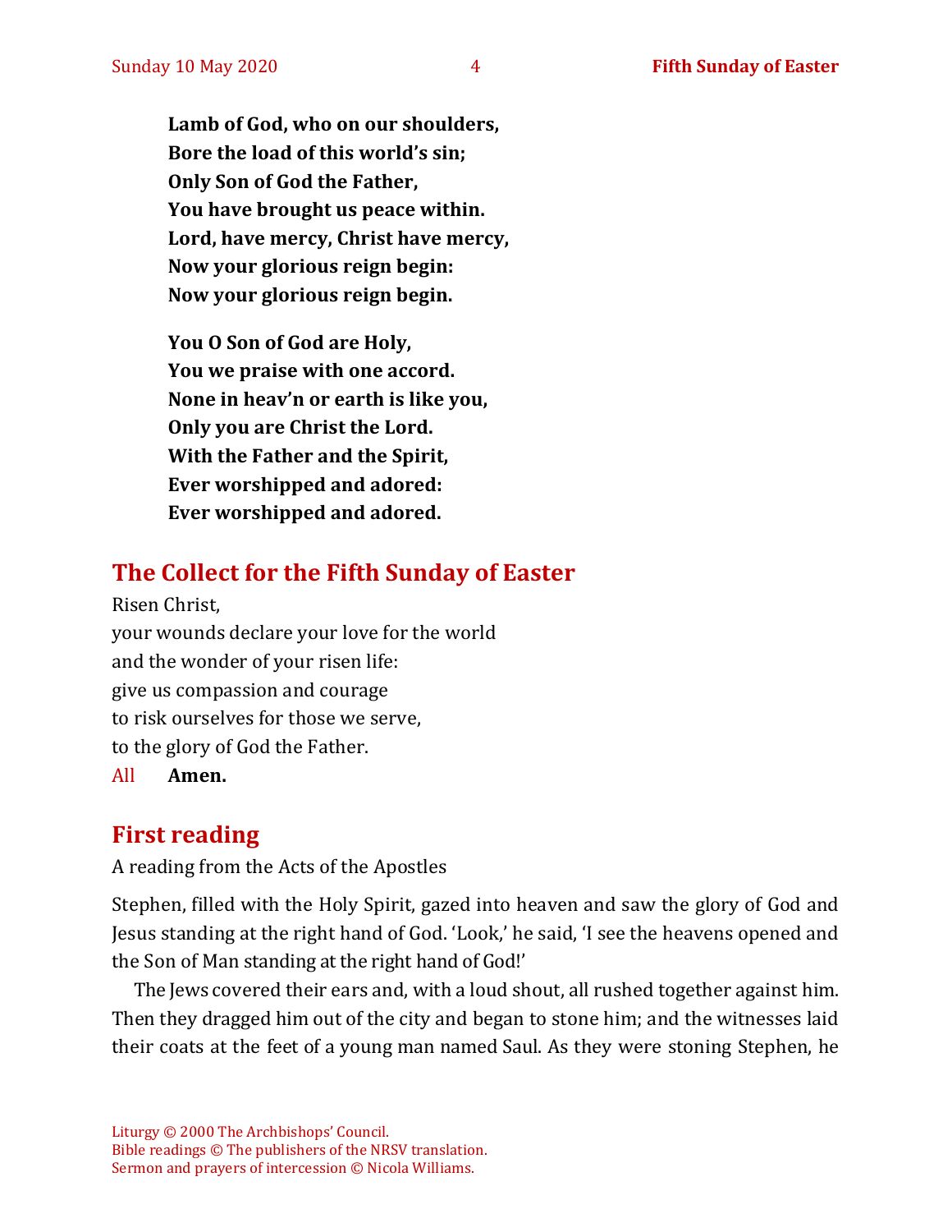**Lamb of God, who on our shoulders,**
**Bore the load of this world's sin;**
**Only Son of God the Father,**
**You have brought us peace within.**
**Lord, have mercy, Christ have mercy,**
**Now your glorious reign begin:**
**Now your glorious reign begin.**

**You O Son of God are Holy,**
**You we praise with one accord.**
**None in heav'n or earth is like you,**
**Only you are Christ the Lord.**
**With the Father and the Spirit,**
**Ever worshipped and adored:**
**Ever worshipped and adored.**

## The Collect for the Fifth Sunday of Easter

Risen Christ,
your wounds declare your love for the world
and the wonder of your risen life:
give us compassion and courage
to risk ourselves for those we serve,
to the glory of God the Father.

All **Amen.**

## First reading

A reading from the Acts of the Apostles

Stephen, filled with the Holy Spirit, gazed into heaven and saw the glory of God and Jesus standing at the right hand of God. 'Look,' he said, 'I see the heavens opened and the Son of Man standing at the right hand of God!'

The Jews covered their ears and, with a loud shout, all rushed together against him. Then they dragged him out of the city and began to stone him; and the witnesses laid their coats at the feet of a young man named Saul. As they were stoning Stephen, he

Liturgy © 2000 The Archbishops' Council.
Bible readings © The publishers of the NRSV translation.
Sermon and prayers of intercession © Nicola Williams.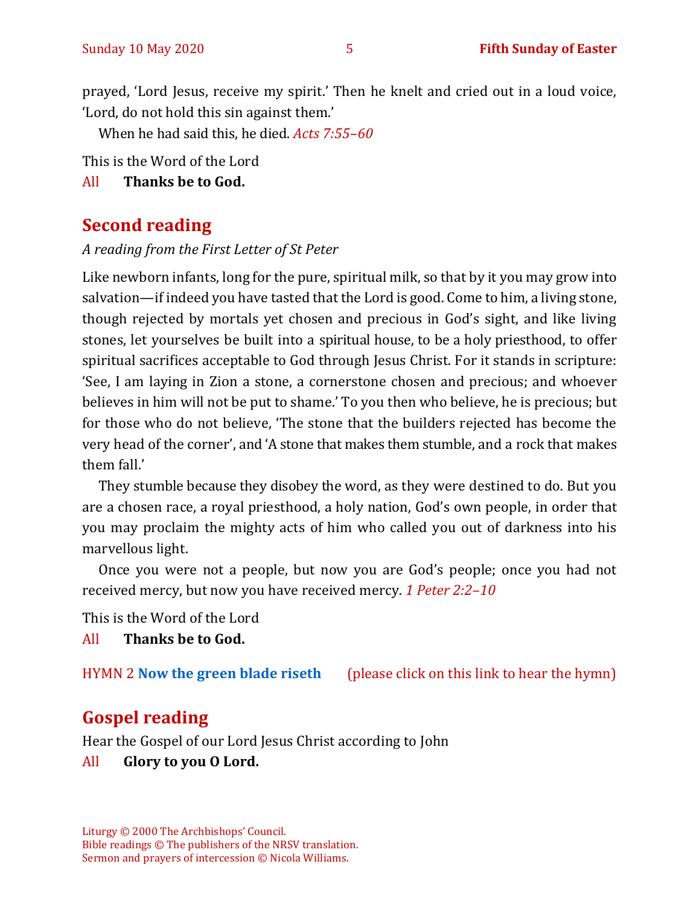prayed, 'Lord Jesus, receive my spirit.' Then he knelt and cried out in a loud voice, 'Lord, do not hold this sin against them.'

When he had said this, he died. *Acts 7:55–60*

This is the Word of the Lord

All **Thanks be to God.**

## Second reading

*A reading from the First Letter of St Peter*

Like newborn infants, long for the pure, spiritual milk, so that by it you may grow into salvation—if indeed you have tasted that the Lord is good. Come to him, a living stone, though rejected by mortals yet chosen and precious in God's sight, and like living stones, let yourselves be built into a spiritual house, to be a holy priesthood, to offer spiritual sacrifices acceptable to God through Jesus Christ. For it stands in scripture: 'See, I am laying in Zion a stone, a cornerstone chosen and precious; and whoever believes in him will not be put to shame.' To you then who believe, he is precious; but for those who do not believe, 'The stone that the builders rejected has become the very head of the corner', and 'A stone that makes them stumble, and a rock that makes them fall.'

They stumble because they disobey the word, as they were destined to do. But you are a chosen race, a royal priesthood, a holy nation, God's own people, in order that you may proclaim the mighty acts of him who called you out of darkness into his marvellous light.

Once you were not a people, but now you are God's people; once you had not received mercy, but now you have received mercy. *1 Peter 2:2–10*

This is the Word of the Lord

All **Thanks be to God.**

HYMN 2 **Now the green blade riseth** (please click on this link to hear the hymn)

## Gospel reading

Hear the Gospel of our Lord Jesus Christ according to John

All **Glory to you O Lord.**

Liturgy © 2000 The Archbishops' Council.
Bible readings © The publishers of the NRSV translation.
Sermon and prayers of intercession © Nicola Williams.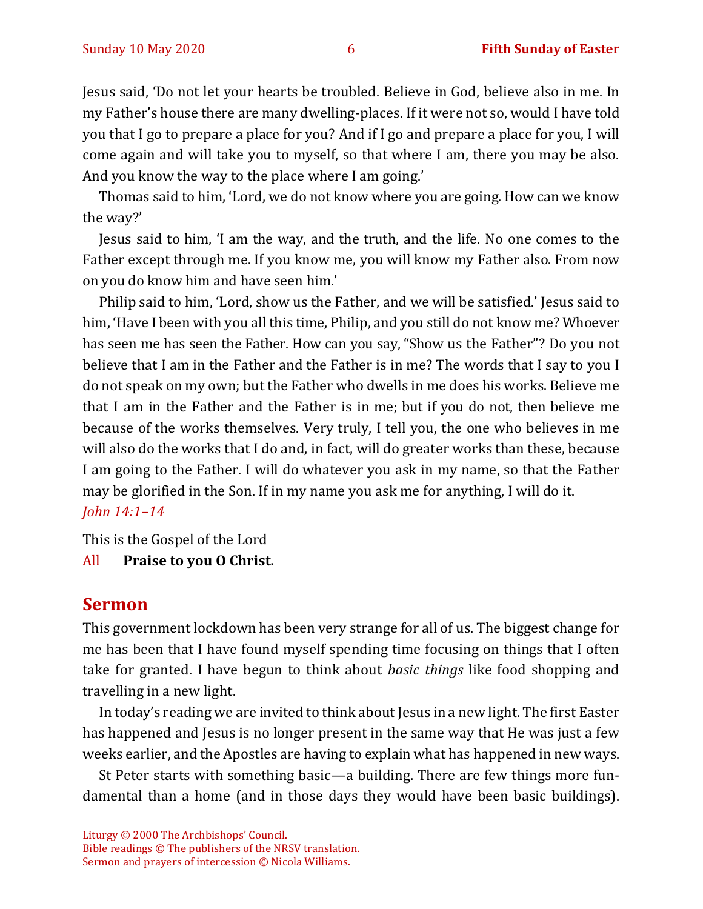Jesus said, 'Do not let your hearts be troubled. Believe in God, believe also in me. In my Father's house there are many dwelling-places. If it were not so, would I have told you that I go to prepare a place for you? And if I go and prepare a place for you, I will come again and will take you to myself, so that where I am, there you may be also. And you know the way to the place where I am going.'

Thomas said to him, 'Lord, we do not know where you are going. How can we know the way?'

Jesus said to him, 'I am the way, and the truth, and the life. No one comes to the Father except through me. If you know me, you will know my Father also. From now on you do know him and have seen him.'

Philip said to him, 'Lord, show us the Father, and we will be satisfied.' Jesus said to him, 'Have I been with you all this time, Philip, and you still do not know me? Whoever has seen me has seen the Father. How can you say, "Show us the Father"? Do you not believe that I am in the Father and the Father is in me? The words that I say to you I do not speak on my own; but the Father who dwells in me does his works. Believe me that I am in the Father and the Father is in me; but if you do not, then believe me because of the works themselves. Very truly, I tell you, the one who believes in me will also do the works that I do and, in fact, will do greater works than these, because I am going to the Father. I will do whatever you ask in my name, so that the Father may be glorified in the Son. If in my name you ask me for anything, I will do it.
*John 14:1–14*

This is the Gospel of the Lord
All **Praise to you O Christ.**

## Sermon

This government lockdown has been very strange for all of us. The biggest change for me has been that I have found myself spending time focusing on things that I often take for granted. I have begun to think about *basic things* like food shopping and travelling in a new light.

In today's reading we are invited to think about Jesus in a new light. The first Easter has happened and Jesus is no longer present in the same way that He was just a few weeks earlier, and the Apostles are having to explain what has happened in new ways.

St Peter starts with something basic—a building. There are few things more fundamental than a home (and in those days they would have been basic buildings).

Liturgy © 2000 The Archbishops' Council.
Bible readings © The publishers of the NRSV translation.
Sermon and prayers of intercession © Nicola Williams.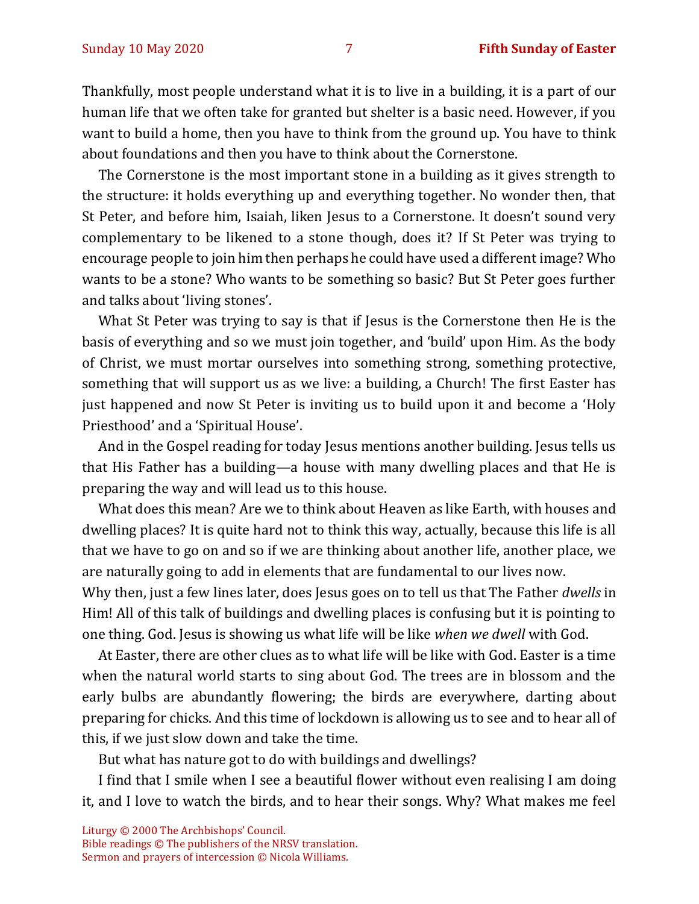Thankfully, most people understand what it is to live in a building, it is a part of our human life that we often take for granted but shelter is a basic need. However, if you want to build a home, then you have to think from the ground up. You have to think about foundations and then you have to think about the Cornerstone.

The Cornerstone is the most important stone in a building as it gives strength to the structure: it holds everything up and everything together. No wonder then, that St Peter, and before him, Isaiah, liken Jesus to a Cornerstone. It doesn't sound very complementary to be likened to a stone though, does it? If St Peter was trying to encourage people to join him then perhaps he could have used a different image? Who wants to be a stone? Who wants to be something so basic? But St Peter goes further and talks about 'living stones'.

What St Peter was trying to say is that if Jesus is the Cornerstone then He is the basis of everything and so we must join together, and 'build' upon Him. As the body of Christ, we must mortar ourselves into something strong, something protective, something that will support us as we live: a building, a Church! The first Easter has just happened and now St Peter is inviting us to build upon it and become a 'Holy Priesthood' and a 'Spiritual House'.

And in the Gospel reading for today Jesus mentions another building. Jesus tells us that His Father has a building—a house with many dwelling places and that He is preparing the way and will lead us to this house.

What does this mean? Are we to think about Heaven as like Earth, with houses and dwelling places? It is quite hard not to think this way, actually, because this life is all that we have to go on and so if we are thinking about another life, another place, we are naturally going to add in elements that are fundamental to our lives now.

Why then, just a few lines later, does Jesus goes on to tell us that The Father *dwells* in Him! All of this talk of buildings and dwelling places is confusing but it is pointing to one thing. God. Jesus is showing us what life will be like *when we dwell* with God.

At Easter, there are other clues as to what life will be like with God. Easter is a time when the natural world starts to sing about God. The trees are in blossom and the early bulbs are abundantly flowering; the birds are everywhere, darting about preparing for chicks. And this time of lockdown is allowing us to see and to hear all of this, if we just slow down and take the time.

But what has nature got to do with buildings and dwellings?

I find that I smile when I see a beautiful flower without even realising I am doing it, and I love to watch the birds, and to hear their songs. Why? What makes me feel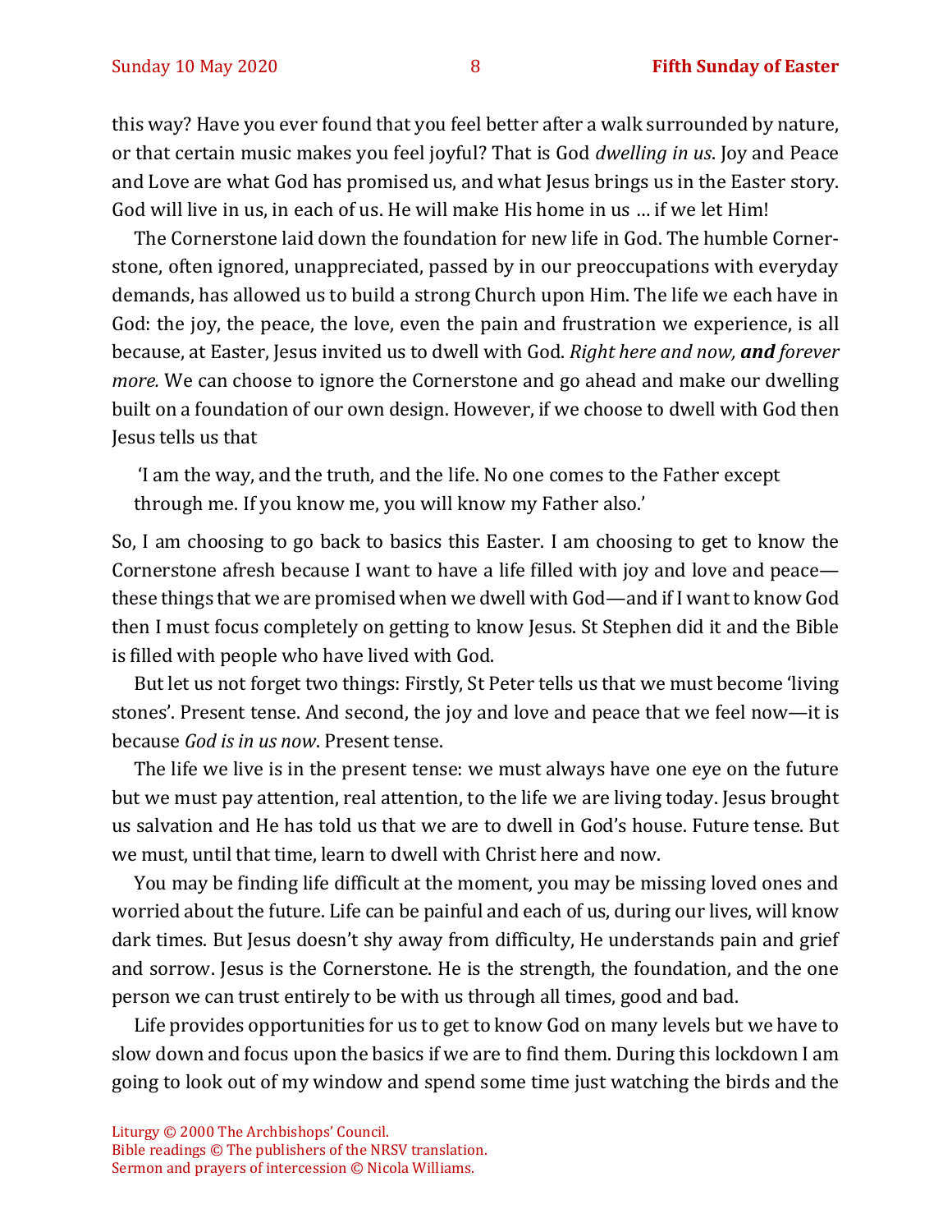this way? Have you ever found that you feel better after a walk surrounded by nature, or that certain music makes you feel joyful? That is God *dwelling in us*. Joy and Peace and Love are what God has promised us, and what Jesus brings us in the Easter story. God will live in us, in each of us. He will make His home in us … if we let Him!

The Cornerstone laid down the foundation for new life in God. The humble Cornerstone, often ignored, unappreciated, passed by in our preoccupations with everyday demands, has allowed us to build a strong Church upon Him. The life we each have in God: the joy, the peace, the love, even the pain and frustration we experience, is all because, at Easter, Jesus invited us to dwell with God. *Right here and now,* ***and*** *forever more.* We can choose to ignore the Cornerstone and go ahead and make our dwelling built on a foundation of our own design. However, if we choose to dwell with God then Jesus tells us that

> 'I am the way, and the truth, and the life. No one comes to the Father except through me. If you know me, you will know my Father also.'

So, I am choosing to go back to basics this Easter. I am choosing to get to know the Cornerstone afresh because I want to have a life filled with joy and love and peace—these things that we are promised when we dwell with God—and if I want to know God then I must focus completely on getting to know Jesus. St Stephen did it and the Bible is filled with people who have lived with God.

But let us not forget two things: Firstly, St Peter tells us that we must become 'living stones'. Present tense. And second, the joy and love and peace that we feel now—it is because *God is in us now*. Present tense.

The life we live is in the present tense: we must always have one eye on the future but we must pay attention, real attention, to the life we are living today. Jesus brought us salvation and He has told us that we are to dwell in God's house. Future tense. But we must, until that time, learn to dwell with Christ here and now.

You may be finding life difficult at the moment, you may be missing loved ones and worried about the future. Life can be painful and each of us, during our lives, will know dark times. But Jesus doesn't shy away from difficulty, He understands pain and grief and sorrow. Jesus is the Cornerstone. He is the strength, the foundation, and the one person we can trust entirely to be with us through all times, good and bad.

Life provides opportunities for us to get to know God on many levels but we have to slow down and focus upon the basics if we are to find them. During this lockdown I am going to look out of my window and spend some time just watching the birds and the

Liturgy © 2000 The Archbishops' Council.
Bible readings © The publishers of the NRSV translation.
Sermon and prayers of intercession © Nicola Williams.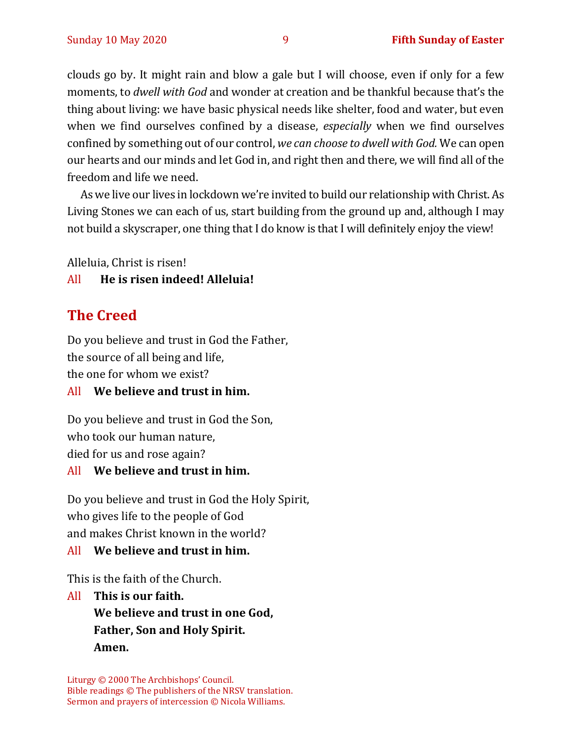clouds go by. It might rain and blow a gale but I will choose, even if only for a few moments, to *dwell with God* and wonder at creation and be thankful because that's the thing about living: we have basic physical needs like shelter, food and water, but even when we find ourselves confined by a disease, *especially* when we find ourselves confined by something out of our control, *we can choose to dwell with God.* We can open our hearts and our minds and let God in, and right then and there, we will find all of the freedom and life we need.

As we live our lives in lockdown we're invited to build our relationship with Christ. As Living Stones we can each of us, start building from the ground up and, although I may not build a skyscraper, one thing that I do know is that I will definitely enjoy the view!

Alleluia, Christ is risen!

All **He is risen indeed! Alleluia!**

## The Creed

Do you believe and trust in God the Father,
the source of all being and life,
the one for whom we exist?

All **We believe and trust in him.**

Do you believe and trust in God the Son,
who took our human nature,
died for us and rose again?

All **We believe and trust in him.**

Do you believe and trust in God the Holy Spirit,
who gives life to the people of God
and makes Christ known in the world?

All **We believe and trust in him.**

This is the faith of the Church.

All **This is our faith.**
**We believe and trust in one God,**
**Father, Son and Holy Spirit.**
**Amen.**

Liturgy © 2000 The Archbishops' Council.
Bible readings © The publishers of the NRSV translation.
Sermon and prayers of intercession © Nicola Williams.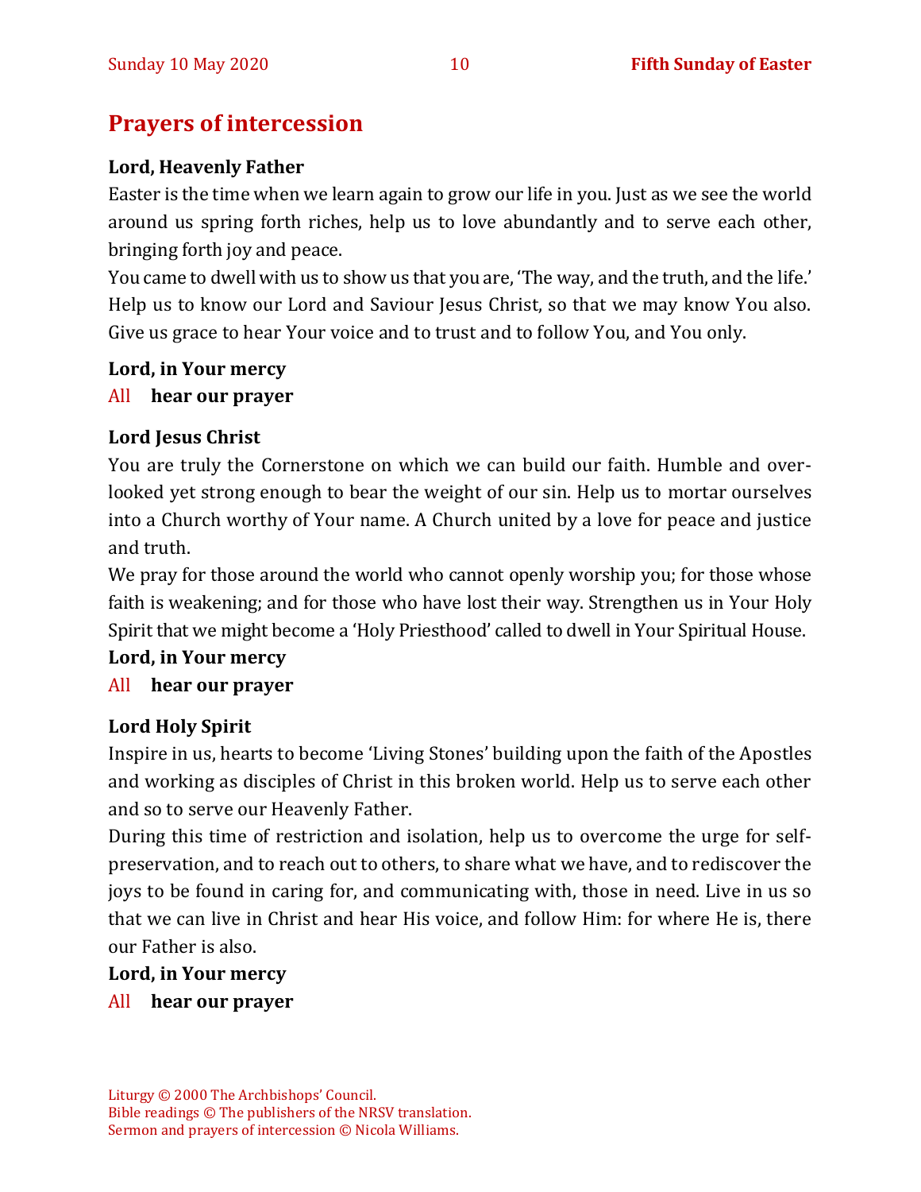## Prayers of intercession

**Lord, Heavenly Father**

Easter is the time when we learn again to grow our life in you. Just as we see the world around us spring forth riches, help us to love abundantly and to serve each other, bringing forth joy and peace.

You came to dwell with us to show us that you are, 'The way, and the truth, and the life.' Help us to know our Lord and Saviour Jesus Christ, so that we may know You also. Give us grace to hear Your voice and to trust and to follow You, and You only.

**Lord, in Your mercy**

All **hear our prayer**

**Lord Jesus Christ**

You are truly the Cornerstone on which we can build our faith. Humble and over-looked yet strong enough to bear the weight of our sin. Help us to mortar ourselves into a Church worthy of Your name. A Church united by a love for peace and justice and truth.

We pray for those around the world who cannot openly worship you; for those whose faith is weakening; and for those who have lost their way. Strengthen us in Your Holy Spirit that we might become a 'Holy Priesthood' called to dwell in Your Spiritual House.

**Lord, in Your mercy**

All **hear our prayer**

**Lord Holy Spirit**

Inspire in us, hearts to become 'Living Stones' building upon the faith of the Apostles and working as disciples of Christ in this broken world. Help us to serve each other and so to serve our Heavenly Father.

During this time of restriction and isolation, help us to overcome the urge for self-preservation, and to reach out to others, to share what we have, and to rediscover the joys to be found in caring for, and communicating with, those in need. Live in us so that we can live in Christ and hear His voice, and follow Him: for where He is, there our Father is also.

**Lord, in Your mercy**

All **hear our prayer**

Liturgy © 2000 The Archbishops' Council.
Bible readings © The publishers of the NRSV translation.
Sermon and prayers of intercession © Nicola Williams.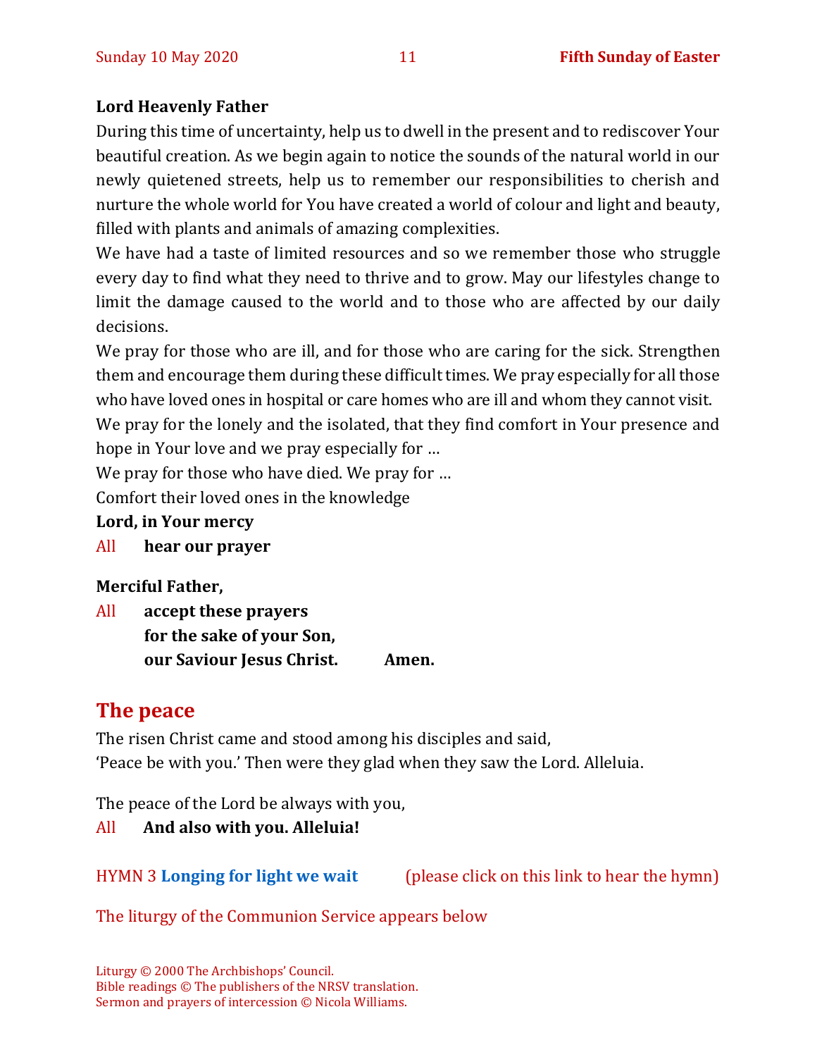**Lord Heavenly Father**

During this time of uncertainty, help us to dwell in the present and to rediscover Your beautiful creation. As we begin again to notice the sounds of the natural world in our newly quietened streets, help us to remember our responsibilities to cherish and nurture the whole world for You have created a world of colour and light and beauty, filled with plants and animals of amazing complexities.

We have had a taste of limited resources and so we remember those who struggle every day to find what they need to thrive and to grow. May our lifestyles change to limit the damage caused to the world and to those who are affected by our daily decisions.

We pray for those who are ill, and for those who are caring for the sick. Strengthen them and encourage them during these difficult times. We pray especially for all those who have loved ones in hospital or care homes who are ill and whom they cannot visit.

We pray for the lonely and the isolated, that they find comfort in Your presence and hope in Your love and we pray especially for …

We pray for those who have died. We pray for …

Comfort their loved ones in the knowledge

**Lord, in Your mercy**

All **hear our prayer**

**Merciful Father,**

All **accept these prayers**
**for the sake of your Son,**
**our Saviour Jesus Christ. Amen.**

## The peace

The risen Christ came and stood among his disciples and said,
'Peace be with you.' Then were they glad when they saw the Lord. Alleluia.

The peace of the Lord be always with you,

All **And also with you. Alleluia!**

HYMN 3 **Longing for light we wait** (please click on this link to hear the hymn)

The liturgy of the Communion Service appears below

Liturgy © 2000 The Archbishops' Council.
Bible readings © The publishers of the NRSV translation.
Sermon and prayers of intercession © Nicola Williams.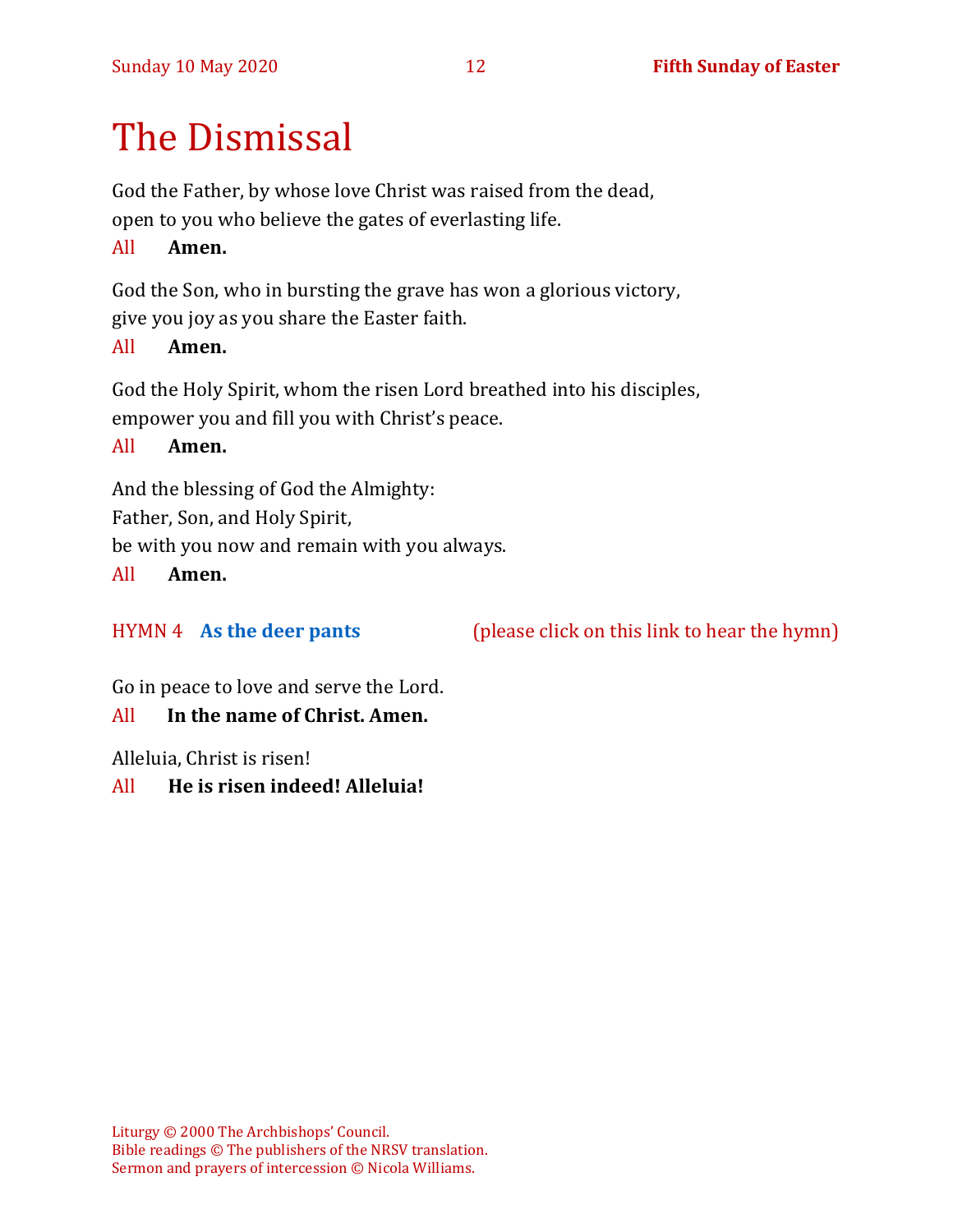# The Dismissal

God the Father, by whose love Christ was raised from the dead,
open to you who believe the gates of everlasting life.

All **Amen.**

God the Son, who in bursting the grave has won a glorious victory,
give you joy as you share the Easter faith.

All **Amen.**

God the Holy Spirit, whom the risen Lord breathed into his disciples,
empower you and fill you with Christ's peace.

All **Amen.**

And the blessing of God the Almighty:
Father, Son, and Holy Spirit,
be with you now and remain with you always.

All **Amen.**

HYMN 4 **As the deer pants** (please click on this link to hear the hymn)

Go in peace to love and serve the Lord.

All **In the name of Christ. Amen.**

Alleluia, Christ is risen!

All **He is risen indeed! Alleluia!**

Liturgy © 2000 The Archbishops' Council.
Bible readings © The publishers of the NRSV translation.
Sermon and prayers of intercession © Nicola Williams.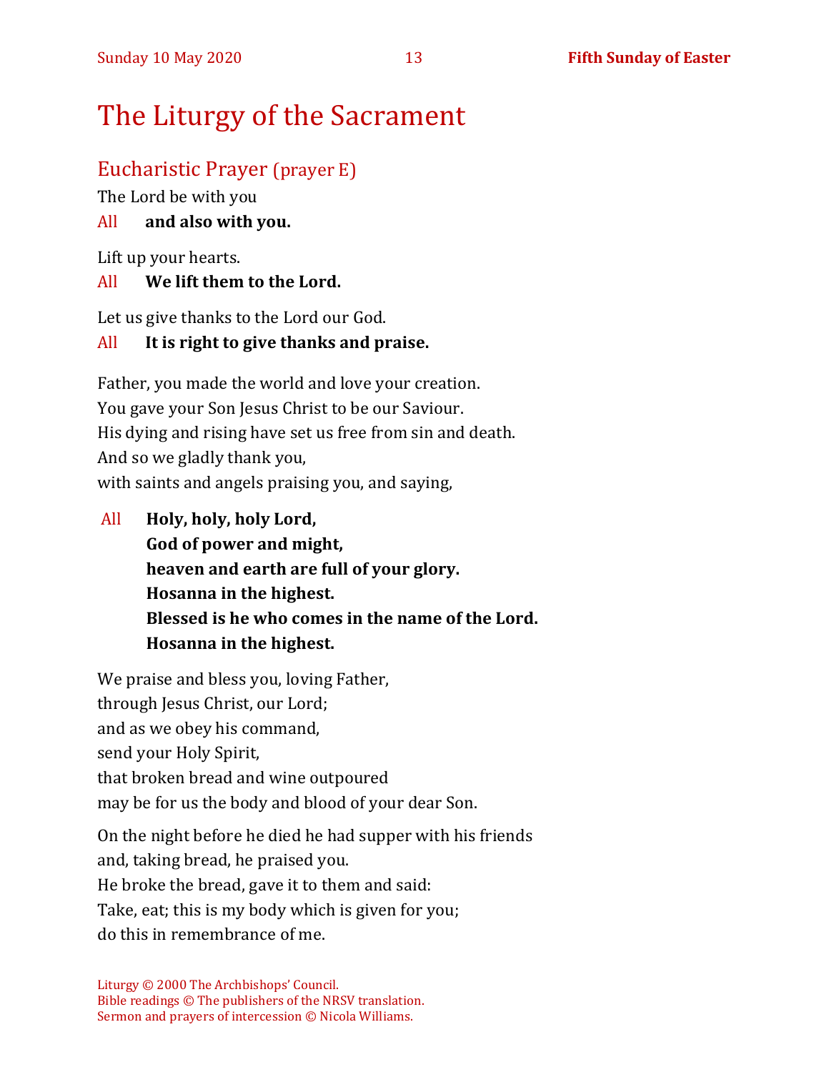# The Liturgy of the Sacrament

## Eucharistic Prayer (prayer E)

The Lord be with you

All **and also with you.**

Lift up your hearts.

All **We lift them to the Lord.**

Let us give thanks to the Lord our God.

All **It is right to give thanks and praise.**

Father, you made the world and love your creation.
You gave your Son Jesus Christ to be our Saviour.
His dying and rising have set us free from sin and death.
And so we gladly thank you,
with saints and angels praising you, and saying,

All **Holy, holy, holy Lord,**
**God of power and might,**
**heaven and earth are full of your glory.**
**Hosanna in the highest.**
**Blessed is he who comes in the name of the Lord.**
**Hosanna in the highest.**

We praise and bless you, loving Father,
through Jesus Christ, our Lord;
and as we obey his command,
send your Holy Spirit,
that broken bread and wine outpoured
may be for us the body and blood of your dear Son.

On the night before he died he had supper with his friends
and, taking bread, he praised you.
He broke the bread, gave it to them and said:
Take, eat; this is my body which is given for you;
do this in remembrance of me.

Liturgy © 2000 The Archbishops' Council.
Bible readings © The publishers of the NRSV translation.
Sermon and prayers of intercession © Nicola Williams.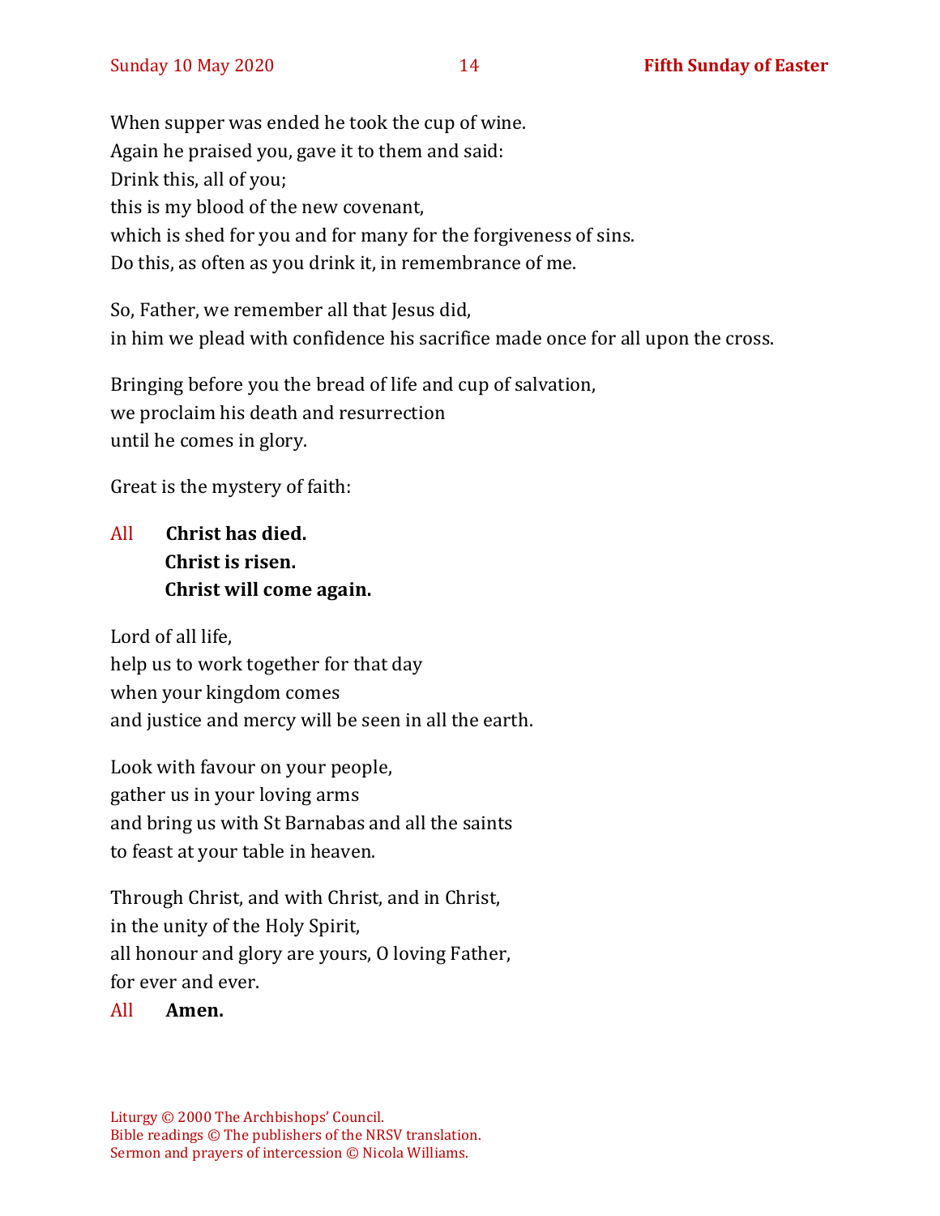When supper was ended he took the cup of wine.
Again he praised you, gave it to them and said:
Drink this, all of you;
this is my blood of the new covenant,
which is shed for you and for many for the forgiveness of sins.
Do this, as often as you drink it, in remembrance of me.

So, Father, we remember all that Jesus did,
in him we plead with confidence his sacrifice made once for all upon the cross.

Bringing before you the bread of life and cup of salvation,
we proclaim his death and resurrection
until he comes in glory.

Great is the mystery of faith:

All **Christ has died.**
**Christ is risen.**
**Christ will come again.**

Lord of all life,
help us to work together for that day
when your kingdom comes
and justice and mercy will be seen in all the earth.

Look with favour on your people,
gather us in your loving arms
and bring us with St Barnabas and all the saints
to feast at your table in heaven.

Through Christ, and with Christ, and in Christ,
in the unity of the Holy Spirit,
all honour and glory are yours, O loving Father,
for ever and ever.

All **Amen.**

Liturgy © 2000 The Archbishops' Council.
Bible readings © The publishers of the NRSV translation.
Sermon and prayers of intercession © Nicola Williams.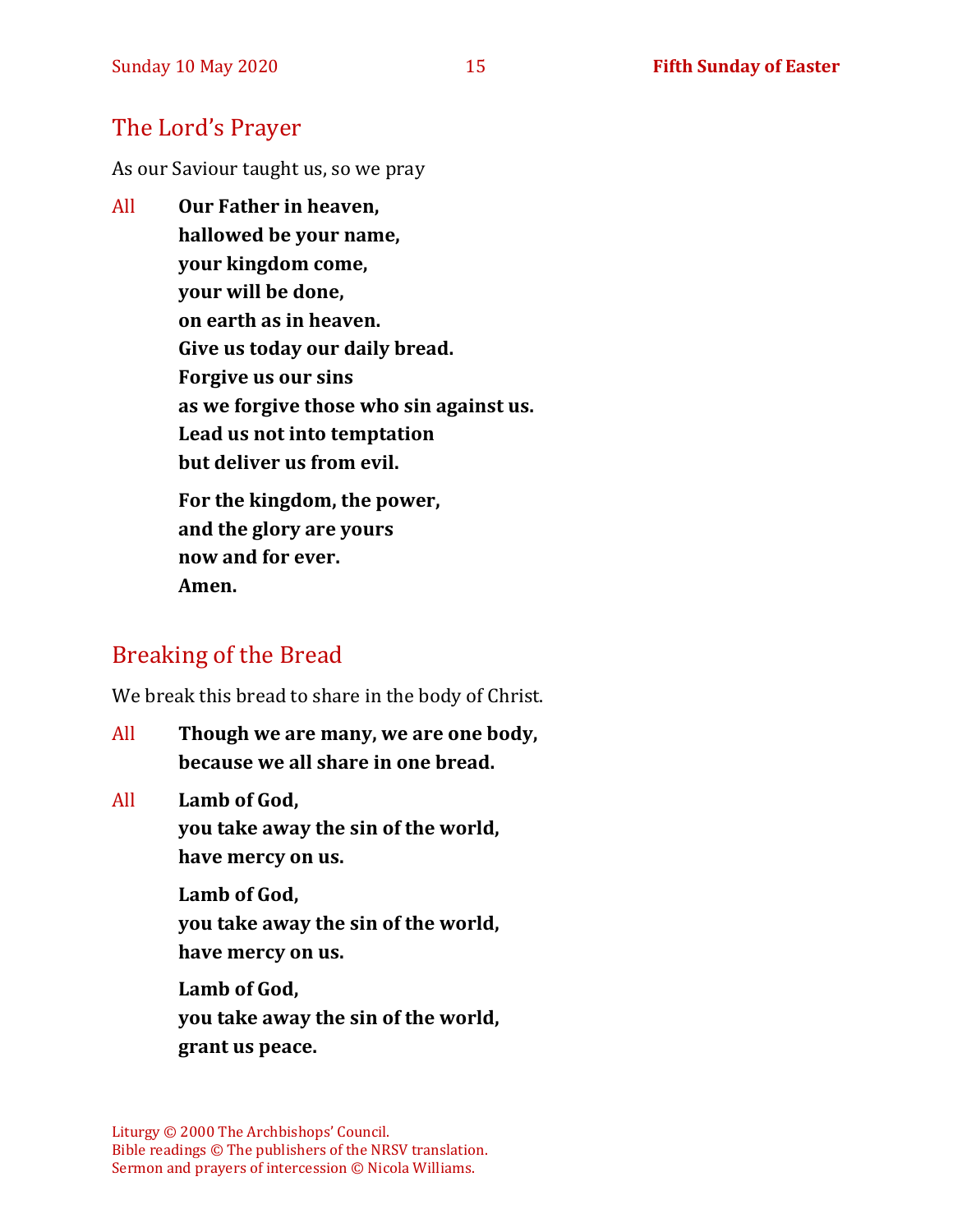## The Lord's Prayer

As our Saviour taught us, so we pray

All **Our Father in heaven,**
**hallowed be your name,**
**your kingdom come,**
**your will be done,**
**on earth as in heaven.**
**Give us today our daily bread.**
**Forgive us our sins**
**as we forgive those who sin against us.**
**Lead us not into temptation**
**but deliver us from evil.**

**For the kingdom, the power,**
**and the glory are yours**
**now and for ever.**
**Amen.**

## Breaking of the Bread

We break this bread to share in the body of Christ.

All **Though we are many, we are one body,**
**because we all share in one bread.**

All **Lamb of God,**
**you take away the sin of the world,**
**have mercy on us.**

**Lamb of God,**
**you take away the sin of the world,**
**have mercy on us.**

**Lamb of God,**
**you take away the sin of the world,**
**grant us peace.**

Liturgy © 2000 The Archbishops' Council.
Bible readings © The publishers of the NRSV translation.
Sermon and prayers of intercession © Nicola Williams.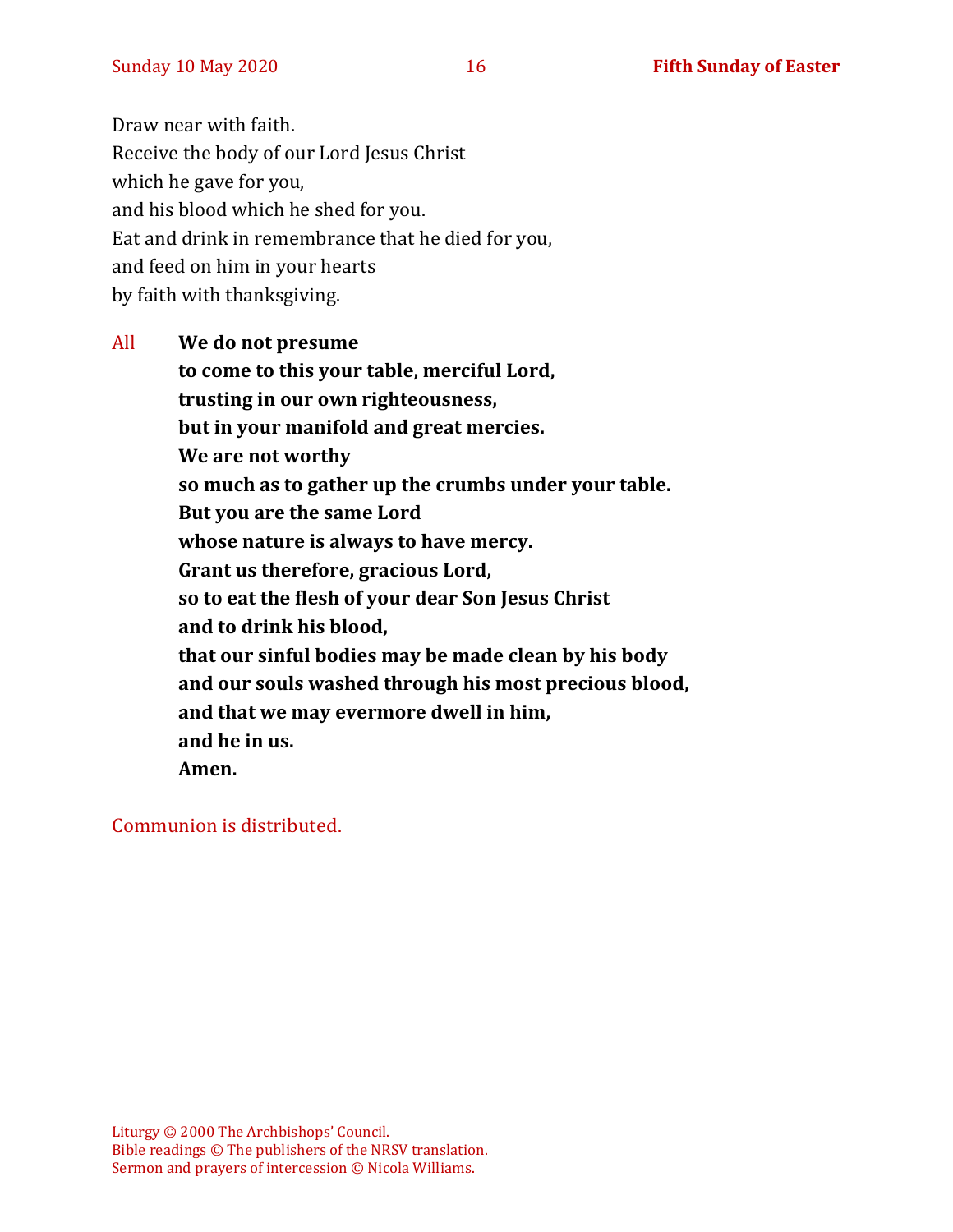Draw near with faith.
Receive the body of our Lord Jesus Christ
which he gave for you,
and his blood which he shed for you.
Eat and drink in remembrance that he died for you,
and feed on him in your hearts
by faith with thanksgiving.

All **We do not presume**
**to come to this your table, merciful Lord,**
**trusting in our own righteousness,**
**but in your manifold and great mercies.**
**We are not worthy**
**so much as to gather up the crumbs under your table.**
**But you are the same Lord**
**whose nature is always to have mercy.**
**Grant us therefore, gracious Lord,**
**so to eat the flesh of your dear Son Jesus Christ**
**and to drink his blood,**
**that our sinful bodies may be made clean by his body**
**and our souls washed through his most precious blood,**
**and that we may evermore dwell in him,**
**and he in us.**
**Amen.**

Communion is distributed.

Liturgy © 2000 The Archbishops' Council.
Bible readings © The publishers of the NRSV translation.
Sermon and prayers of intercession © Nicola Williams.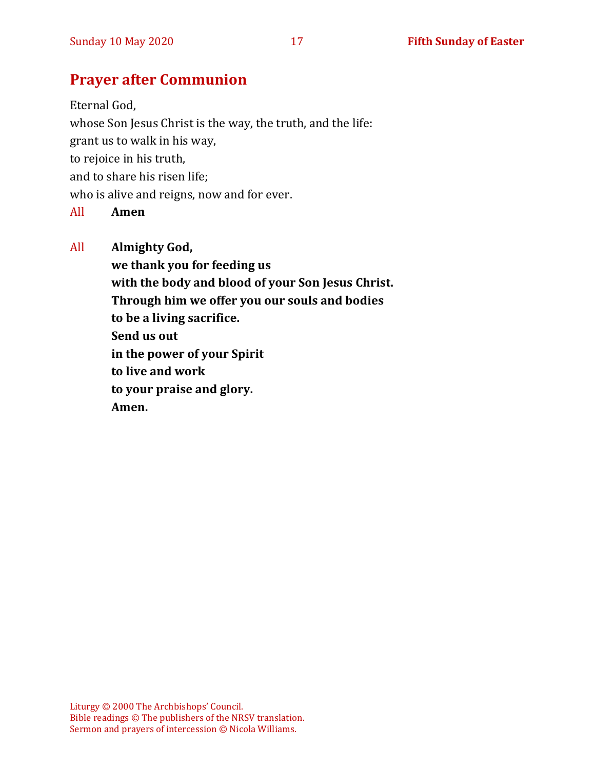## Prayer after Communion

Eternal God,
whose Son Jesus Christ is the way, the truth, and the life:
grant us to walk in his way,
to rejoice in his truth,
and to share his risen life;
who is alive and reigns, now and for ever.

All **Amen**

All **Almighty God,**
**we thank you for feeding us**
**with the body and blood of your Son Jesus Christ.**
**Through him we offer you our souls and bodies**
**to be a living sacrifice.**
**Send us out**
**in the power of your Spirit**
**to live and work**
**to your praise and glory.**
**Amen.**

Liturgy © 2000 The Archbishops' Council.
Bible readings © The publishers of the NRSV translation.
Sermon and prayers of intercession © Nicola Williams.